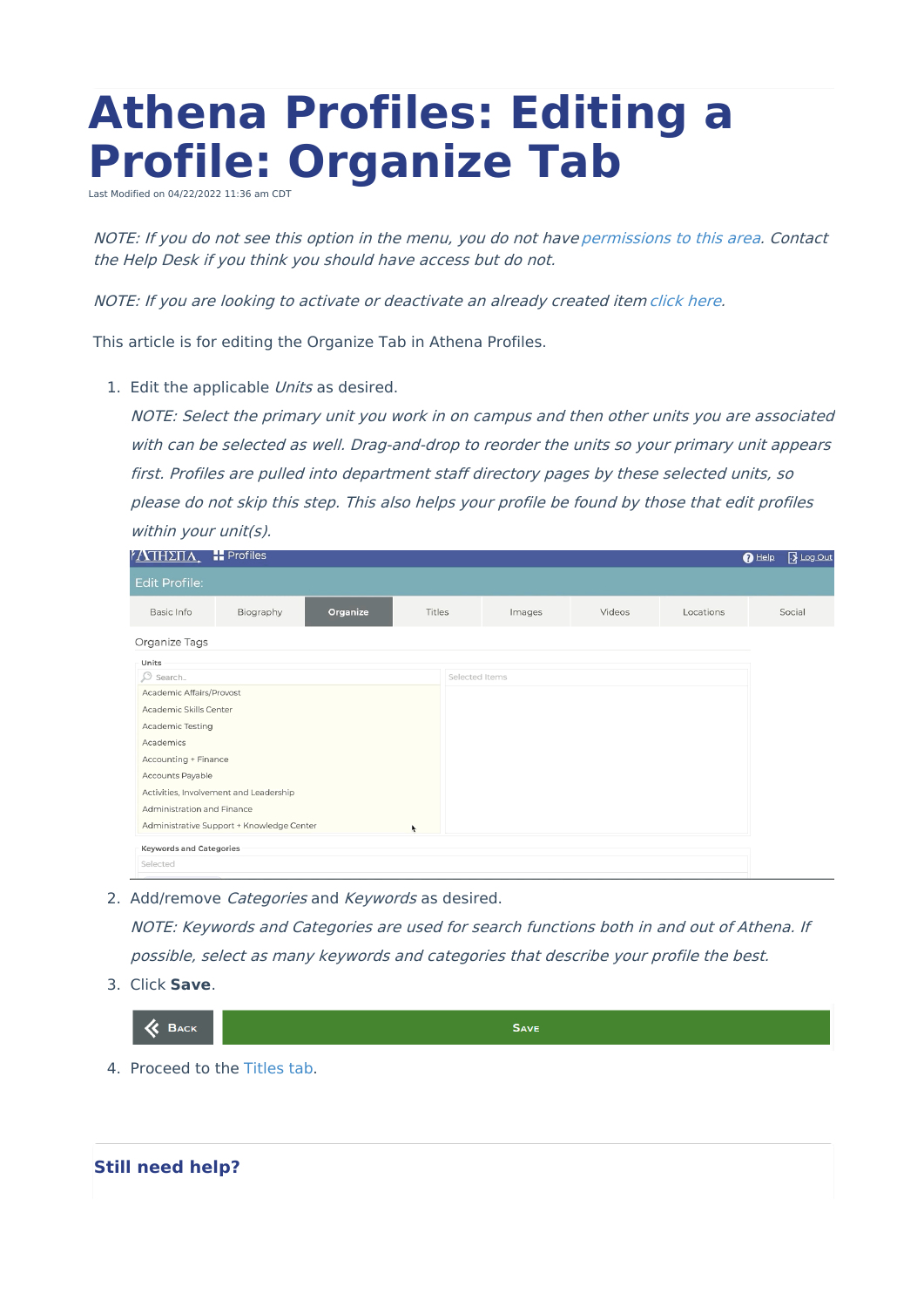# Athena Profiles: Editing a Profile: Organize Tab

Last Modified on 04/22/2022 11:36 am CDT

*NOTE: If you do not see this option in the menu, you do not have permissions to this area. Contact the Help Desk if you think you should have access but do not.*

*NOTE: If you are looking to activate or deactivate an already created item click here.*

This article is for editing the Organize Tab in Athena Profiles.

1. Edit the applicable *Units* as desired.
   *NOTE: Select the primary unit you work in on campus and then other units you are associated with can be selected as well. Drag-and-drop to reorder the units so your primary unit appears first. Profiles are pulled into department staff directory pages by these selected units, so please do not skip this step. This also helps your profile be found by those that edit profiles within your unit(s).*
2. Add/remove *Categories* and *Keywords* as desired.
   *NOTE: Keywords and Categories are used for search functions both in and out of Athena. If possible, select as many keywords and categories that describe your profile the best.*
3. Click **Save**.
4. Proceed to the Titles tab.

## Still need help?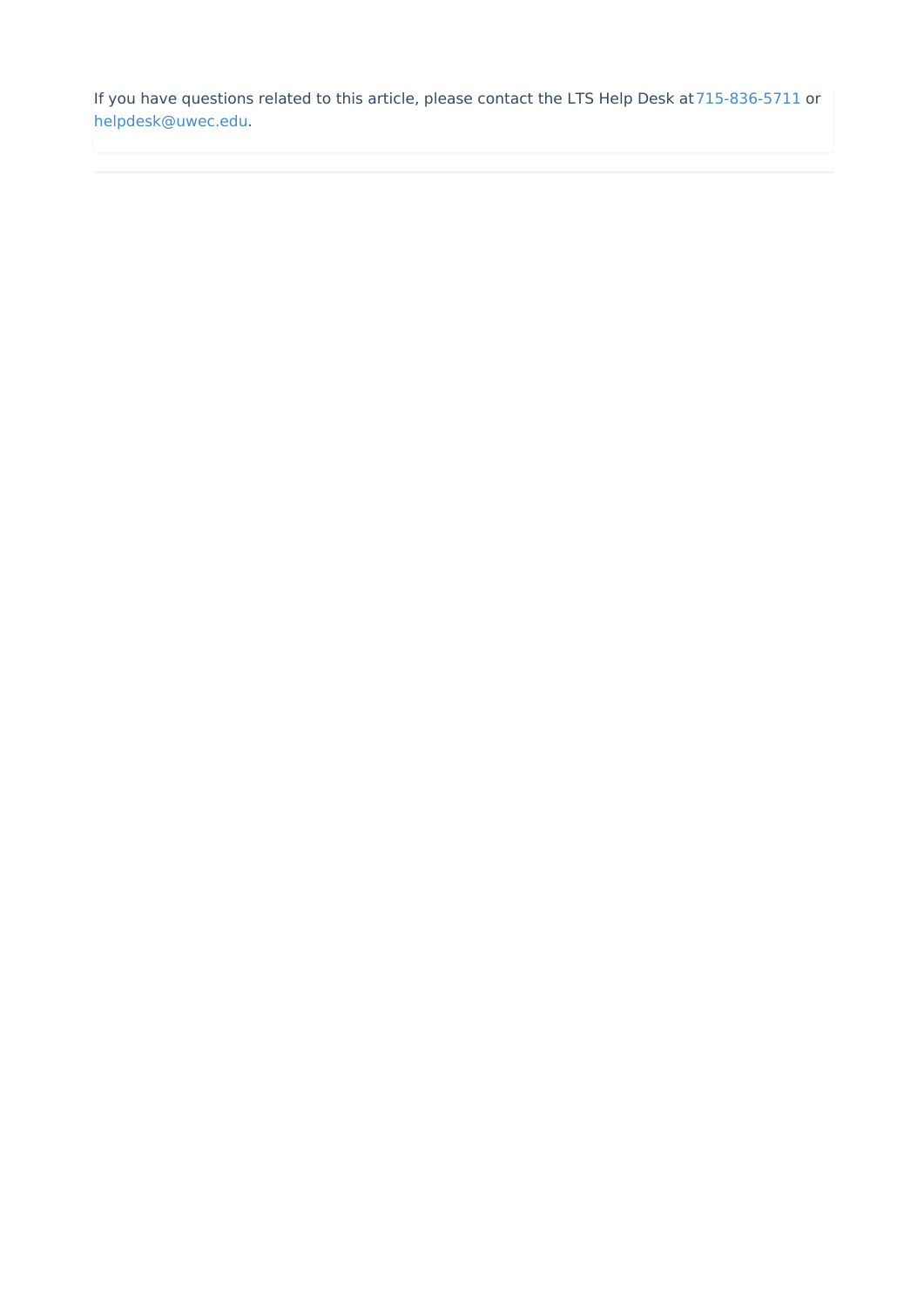If you have questions related to this article, please contact the LTS Help Desk at 715-836-5711 or helpdesk@uwec.edu.